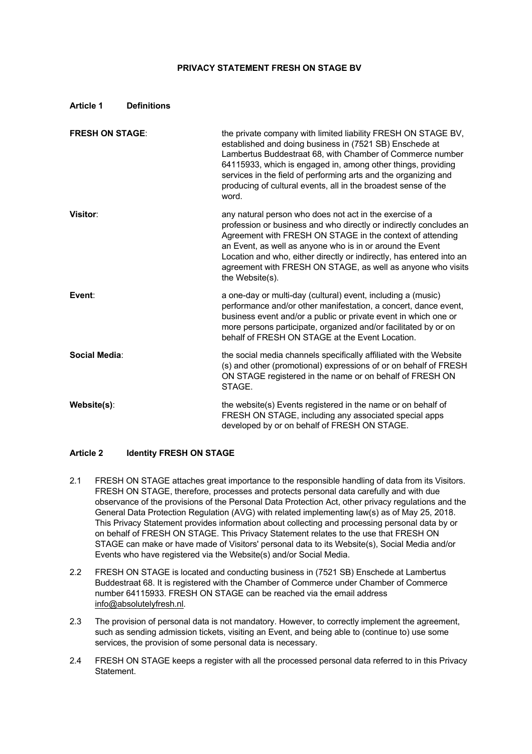# PRIVACY STATEMENT FRESH ON STAGE BV

## Article 1 Definitions

| | |
|---|---|
| **FRESH ON STAGE**: | the private company with limited liability FRESH ON STAGE BV, established and doing business in (7521 SB) Enschede at Lambertus Buddestraat 68, with Chamber of Commerce number 64115933, which is engaged in, among other things, providing services in the field of performing arts and the organizing and producing of cultural events, all in the broadest sense of the word. |
| **Visitor**: | any natural person who does not act in the exercise of a profession or business and who directly or indirectly concludes an Agreement with FRESH ON STAGE in the context of attending an Event, as well as anyone who is in or around the Event Location and who, either directly or indirectly, has entered into an agreement with FRESH ON STAGE, as well as anyone who visits the Website(s). |
| **Event**: | a one-day or multi-day (cultural) event, including a (music) performance and/or other manifestation, a concert, dance event, business event and/or a public or private event in which one or more persons participate, organized and/or facilitated by or on behalf of FRESH ON STAGE at the Event Location. |
| **Social Media**: | the social media channels specifically affiliated with the Website (s) and other (promotional) expressions of or on behalf of FRESH ON STAGE registered in the name or on behalf of FRESH ON STAGE. |
| **Website(s)**: | the website(s) Events registered in the name or on behalf of FRESH ON STAGE, including any associated special apps developed by or on behalf of FRESH ON STAGE. |

## Article 2 Identity FRESH ON STAGE

2.1 FRESH ON STAGE attaches great importance to the responsible handling of data from its Visitors. FRESH ON STAGE, therefore, processes and protects personal data carefully and with due observance of the provisions of the Personal Data Protection Act, other privacy regulations and the General Data Protection Regulation (AVG) with related implementing law(s) as of May 25, 2018. This Privacy Statement provides information about collecting and processing personal data by or on behalf of FRESH ON STAGE. This Privacy Statement relates to the use that FRESH ON STAGE can make or have made of Visitors' personal data to its Website(s), Social Media and/or Events who have registered via the Website(s) and/or Social Media.

2.2 FRESH ON STAGE is located and conducting business in (7521 SB) Enschede at Lambertus Buddestraat 68. It is registered with the Chamber of Commerce under Chamber of Commerce number 64115933. FRESH ON STAGE can be reached via the email address info@absolutelyfresh.nl.

2.3 The provision of personal data is not mandatory. However, to correctly implement the agreement, such as sending admission tickets, visiting an Event, and being able to (continue to) use some services, the provision of some personal data is necessary.

2.4 FRESH ON STAGE keeps a register with all the processed personal data referred to in this Privacy Statement.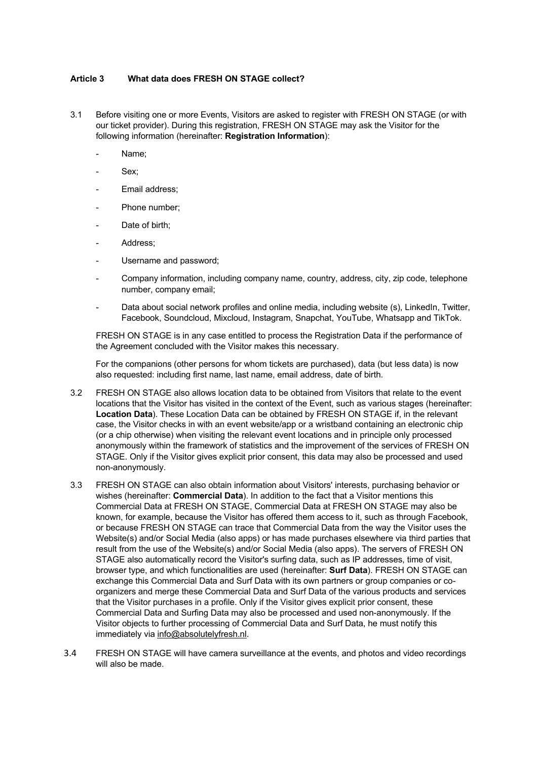## Article 3 What data does FRESH ON STAGE collect?

3.1 Before visiting one or more Events, Visitors are asked to register with FRESH ON STAGE (or with our ticket provider). During this registration, FRESH ON STAGE may ask the Visitor for the following information (hereinafter: **Registration Information**):

- Name;
- Sex;
- Email address;
- Phone number;
- Date of birth;
- Address;
- Username and password;
- Company information, including company name, country, address, city, zip code, telephone number, company email;
- Data about social network profiles and online media, including website (s), LinkedIn, Twitter, Facebook, Soundcloud, Mixcloud, Instagram, Snapchat, YouTube, Whatsapp and TikTok.

FRESH ON STAGE is in any case entitled to process the Registration Data if the performance of the Agreement concluded with the Visitor makes this necessary.

For the companions (other persons for whom tickets are purchased), data (but less data) is now also requested: including first name, last name, email address, date of birth.

3.2 FRESH ON STAGE also allows location data to be obtained from Visitors that relate to the event locations that the Visitor has visited in the context of the Event, such as various stages (hereinafter: **Location Data**). These Location Data can be obtained by FRESH ON STAGE if, in the relevant case, the Visitor checks in with an event website/app or a wristband containing an electronic chip (or a chip otherwise) when visiting the relevant event locations and in principle only processed anonymously within the framework of statistics and the improvement of the services of FRESH ON STAGE. Only if the Visitor gives explicit prior consent, this data may also be processed and used non-anonymously.

3.3 FRESH ON STAGE can also obtain information about Visitors' interests, purchasing behavior or wishes (hereinafter: **Commercial Data**). In addition to the fact that a Visitor mentions this Commercial Data at FRESH ON STAGE, Commercial Data at FRESH ON STAGE may also be known, for example, because the Visitor has offered them access to it, such as through Facebook, or because FRESH ON STAGE can trace that Commercial Data from the way the Visitor uses the Website(s) and/or Social Media (also apps) or has made purchases elsewhere via third parties that result from the use of the Website(s) and/or Social Media (also apps). The servers of FRESH ON STAGE also automatically record the Visitor's surfing data, such as IP addresses, time of visit, browser type, and which functionalities are used (hereinafter: **Surf Data**). FRESH ON STAGE can exchange this Commercial Data and Surf Data with its own partners or group companies or co-organizers and merge these Commercial Data and Surf Data of the various products and services that the Visitor purchases in a profile. Only if the Visitor gives explicit prior consent, these Commercial Data and Surfing Data may also be processed and used non-anonymously. If the Visitor objects to further processing of Commercial Data and Surf Data, he must notify this immediately via info@absolutelyfresh.nl.

3.4 FRESH ON STAGE will have camera surveillance at the events, and photos and video recordings will also be made.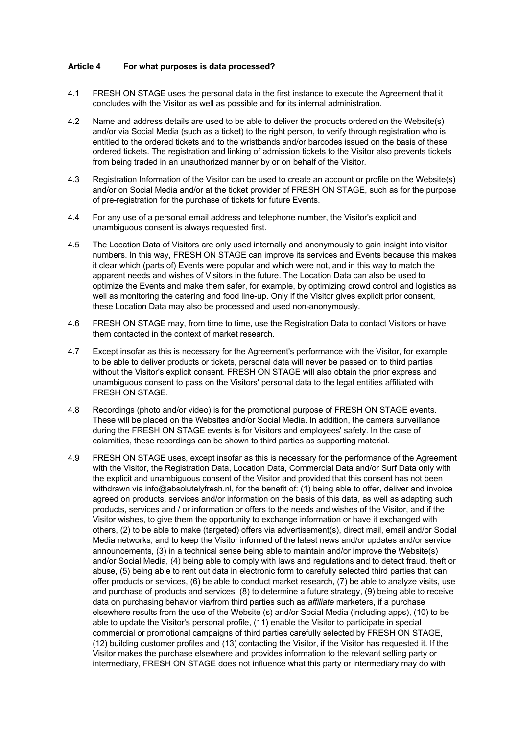**Article 4 For what purposes is data processed?**

4.1 FRESH ON STAGE uses the personal data in the first instance to execute the Agreement that it concludes with the Visitor as well as possible and for its internal administration.

4.2 Name and address details are used to be able to deliver the products ordered on the Website(s) and/or via Social Media (such as a ticket) to the right person, to verify through registration who is entitled to the ordered tickets and to the wristbands and/or barcodes issued on the basis of these ordered tickets. The registration and linking of admission tickets to the Visitor also prevents tickets from being traded in an unauthorized manner by or on behalf of the Visitor.

4.3 Registration Information of the Visitor can be used to create an account or profile on the Website(s) and/or on Social Media and/or at the ticket provider of FRESH ON STAGE, such as for the purpose of pre-registration for the purchase of tickets for future Events.

4.4 For any use of a personal email address and telephone number, the Visitor's explicit and unambiguous consent is always requested first.

4.5 The Location Data of Visitors are only used internally and anonymously to gain insight into visitor numbers. In this way, FRESH ON STAGE can improve its services and Events because this makes it clear which (parts of) Events were popular and which were not, and in this way to match the apparent needs and wishes of Visitors in the future. The Location Data can also be used to optimize the Events and make them safer, for example, by optimizing crowd control and logistics as well as monitoring the catering and food line-up. Only if the Visitor gives explicit prior consent, these Location Data may also be processed and used non-anonymously.

4.6 FRESH ON STAGE may, from time to time, use the Registration Data to contact Visitors or have them contacted in the context of market research.

4.7 Except insofar as this is necessary for the Agreement's performance with the Visitor, for example, to be able to deliver products or tickets, personal data will never be passed on to third parties without the Visitor's explicit consent. FRESH ON STAGE will also obtain the prior express and unambiguous consent to pass on the Visitors' personal data to the legal entities affiliated with FRESH ON STAGE.

4.8 Recordings (photo and/or video) is for the promotional purpose of FRESH ON STAGE events. These will be placed on the Websites and/or Social Media. In addition, the camera surveillance during the FRESH ON STAGE events is for Visitors and employees' safety. In the case of calamities, these recordings can be shown to third parties as supporting material.

4.9 FRESH ON STAGE uses, except insofar as this is necessary for the performance of the Agreement with the Visitor, the Registration Data, Location Data, Commercial Data and/or Surf Data only with the explicit and unambiguous consent of the Visitor and provided that this consent has not been withdrawn via info@absolutelyfresh.nl, for the benefit of: (1) being able to offer, deliver and invoice agreed on products, services and/or information on the basis of this data, as well as adapting such products, services and / or information or offers to the needs and wishes of the Visitor, and if the Visitor wishes, to give them the opportunity to exchange information or have it exchanged with others, (2) to be able to make (targeted) offers via advertisement(s), direct mail, email and/or Social Media networks, and to keep the Visitor informed of the latest news and/or updates and/or service announcements, (3) in a technical sense being able to maintain and/or improve the Website(s) and/or Social Media, (4) being able to comply with laws and regulations and to detect fraud, theft or abuse, (5) being able to rent out data in electronic form to carefully selected third parties that can offer products or services, (6) be able to conduct market research, (7) be able to analyze visits, use and purchase of products and services, (8) to determine a future strategy, (9) being able to receive data on purchasing behavior via/from third parties such as *affiliate* marketers, if a purchase elsewhere results from the use of the Website (s) and/or Social Media (including apps), (10) to be able to update the Visitor's personal profile, (11) enable the Visitor to participate in special commercial or promotional campaigns of third parties carefully selected by FRESH ON STAGE, (12) building customer profiles and (13) contacting the Visitor, if the Visitor has requested it. If the Visitor makes the purchase elsewhere and provides information to the relevant selling party or intermediary, FRESH ON STAGE does not influence what this party or intermediary may do with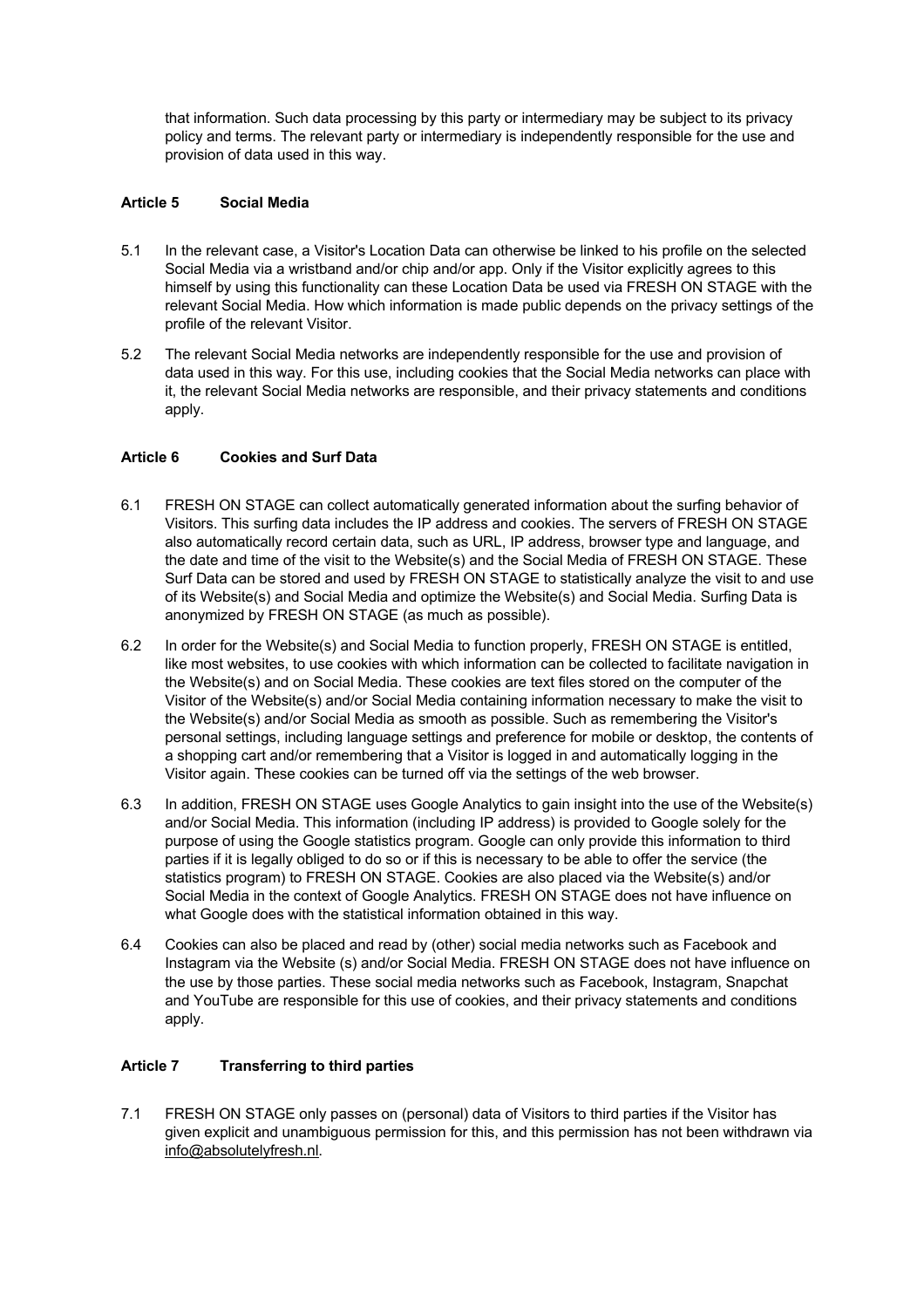that information. Such data processing by this party or intermediary may be subject to its privacy policy and terms. The relevant party or intermediary is independently responsible for the use and provision of data used in this way.

### Article 5 Social Media

5.1 In the relevant case, a Visitor's Location Data can otherwise be linked to his profile on the selected Social Media via a wristband and/or chip and/or app. Only if the Visitor explicitly agrees to this himself by using this functionality can these Location Data be used via FRESH ON STAGE with the relevant Social Media. How which information is made public depends on the privacy settings of the profile of the relevant Visitor.

5.2 The relevant Social Media networks are independently responsible for the use and provision of data used in this way. For this use, including cookies that the Social Media networks can place with it, the relevant Social Media networks are responsible, and their privacy statements and conditions apply.

### Article 6 Cookies and Surf Data

6.1 FRESH ON STAGE can collect automatically generated information about the surfing behavior of Visitors. This surfing data includes the IP address and cookies. The servers of FRESH ON STAGE also automatically record certain data, such as URL, IP address, browser type and language, and the date and time of the visit to the Website(s) and the Social Media of FRESH ON STAGE. These Surf Data can be stored and used by FRESH ON STAGE to statistically analyze the visit to and use of its Website(s) and Social Media and optimize the Website(s) and Social Media. Surfing Data is anonymized by FRESH ON STAGE (as much as possible).

6.2 In order for the Website(s) and Social Media to function properly, FRESH ON STAGE is entitled, like most websites, to use cookies with which information can be collected to facilitate navigation in the Website(s) and on Social Media. These cookies are text files stored on the computer of the Visitor of the Website(s) and/or Social Media containing information necessary to make the visit to the Website(s) and/or Social Media as smooth as possible. Such as remembering the Visitor's personal settings, including language settings and preference for mobile or desktop, the contents of a shopping cart and/or remembering that a Visitor is logged in and automatically logging in the Visitor again. These cookies can be turned off via the settings of the web browser.

6.3 In addition, FRESH ON STAGE uses Google Analytics to gain insight into the use of the Website(s) and/or Social Media. This information (including IP address) is provided to Google solely for the purpose of using the Google statistics program. Google can only provide this information to third parties if it is legally obliged to do so or if this is necessary to be able to offer the service (the statistics program) to FRESH ON STAGE. Cookies are also placed via the Website(s) and/or Social Media in the context of Google Analytics. FRESH ON STAGE does not have influence on what Google does with the statistical information obtained in this way.

6.4 Cookies can also be placed and read by (other) social media networks such as Facebook and Instagram via the Website (s) and/or Social Media. FRESH ON STAGE does not have influence on the use by those parties. These social media networks such as Facebook, Instagram, Snapchat and YouTube are responsible for this use of cookies, and their privacy statements and conditions apply.

### Article 7 Transferring to third parties

7.1 FRESH ON STAGE only passes on (personal) data of Visitors to third parties if the Visitor has given explicit and unambiguous permission for this, and this permission has not been withdrawn via info@absolutelyfresh.nl.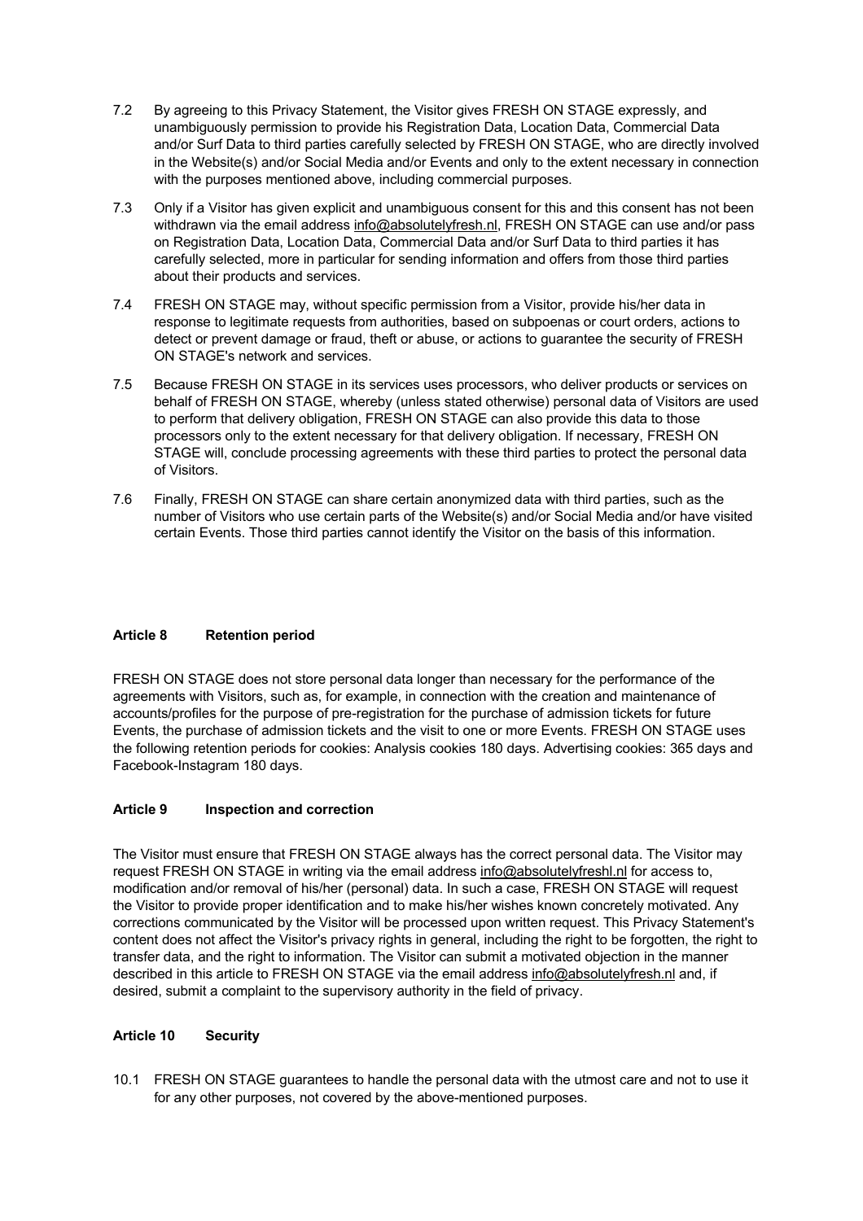7.2 By agreeing to this Privacy Statement, the Visitor gives FRESH ON STAGE expressly, and unambiguously permission to provide his Registration Data, Location Data, Commercial Data and/or Surf Data to third parties carefully selected by FRESH ON STAGE, who are directly involved in the Website(s) and/or Social Media and/or Events and only to the extent necessary in connection with the purposes mentioned above, including commercial purposes.

7.3 Only if a Visitor has given explicit and unambiguous consent for this and this consent has not been withdrawn via the email address info@absolutelyfresh.nl, FRESH ON STAGE can use and/or pass on Registration Data, Location Data, Commercial Data and/or Surf Data to third parties it has carefully selected, more in particular for sending information and offers from those third parties about their products and services.

7.4 FRESH ON STAGE may, without specific permission from a Visitor, provide his/her data in response to legitimate requests from authorities, based on subpoenas or court orders, actions to detect or prevent damage or fraud, theft or abuse, or actions to guarantee the security of FRESH ON STAGE's network and services.

7.5 Because FRESH ON STAGE in its services uses processors, who deliver products or services on behalf of FRESH ON STAGE, whereby (unless stated otherwise) personal data of Visitors are used to perform that delivery obligation, FRESH ON STAGE can also provide this data to those processors only to the extent necessary for that delivery obligation. If necessary, FRESH ON STAGE will, conclude processing agreements with these third parties to protect the personal data of Visitors.

7.6 Finally, FRESH ON STAGE can share certain anonymized data with third parties, such as the number of Visitors who use certain parts of the Website(s) and/or Social Media and/or have visited certain Events. Those third parties cannot identify the Visitor on the basis of this information.

### Article 8 Retention period

FRESH ON STAGE does not store personal data longer than necessary for the performance of the agreements with Visitors, such as, for example, in connection with the creation and maintenance of accounts/profiles for the purpose of pre-registration for the purchase of admission tickets for future Events, the purchase of admission tickets and the visit to one or more Events. FRESH ON STAGE uses the following retention periods for cookies: Analysis cookies 180 days. Advertising cookies: 365 days and Facebook-Instagram 180 days.

### Article 9 Inspection and correction

The Visitor must ensure that FRESH ON STAGE always has the correct personal data. The Visitor may request FRESH ON STAGE in writing via the email address info@absolutelyfreshl.nl for access to, modification and/or removal of his/her (personal) data. In such a case, FRESH ON STAGE will request the Visitor to provide proper identification and to make his/her wishes known concretely motivated. Any corrections communicated by the Visitor will be processed upon written request. This Privacy Statement's content does not affect the Visitor's privacy rights in general, including the right to be forgotten, the right to transfer data, and the right to information. The Visitor can submit a motivated objection in the manner described in this article to FRESH ON STAGE via the email address info@absolutelyfresh.nl and, if desired, submit a complaint to the supervisory authority in the field of privacy.

### Article 10 Security

10.1 FRESH ON STAGE guarantees to handle the personal data with the utmost care and not to use it for any other purposes, not covered by the above-mentioned purposes.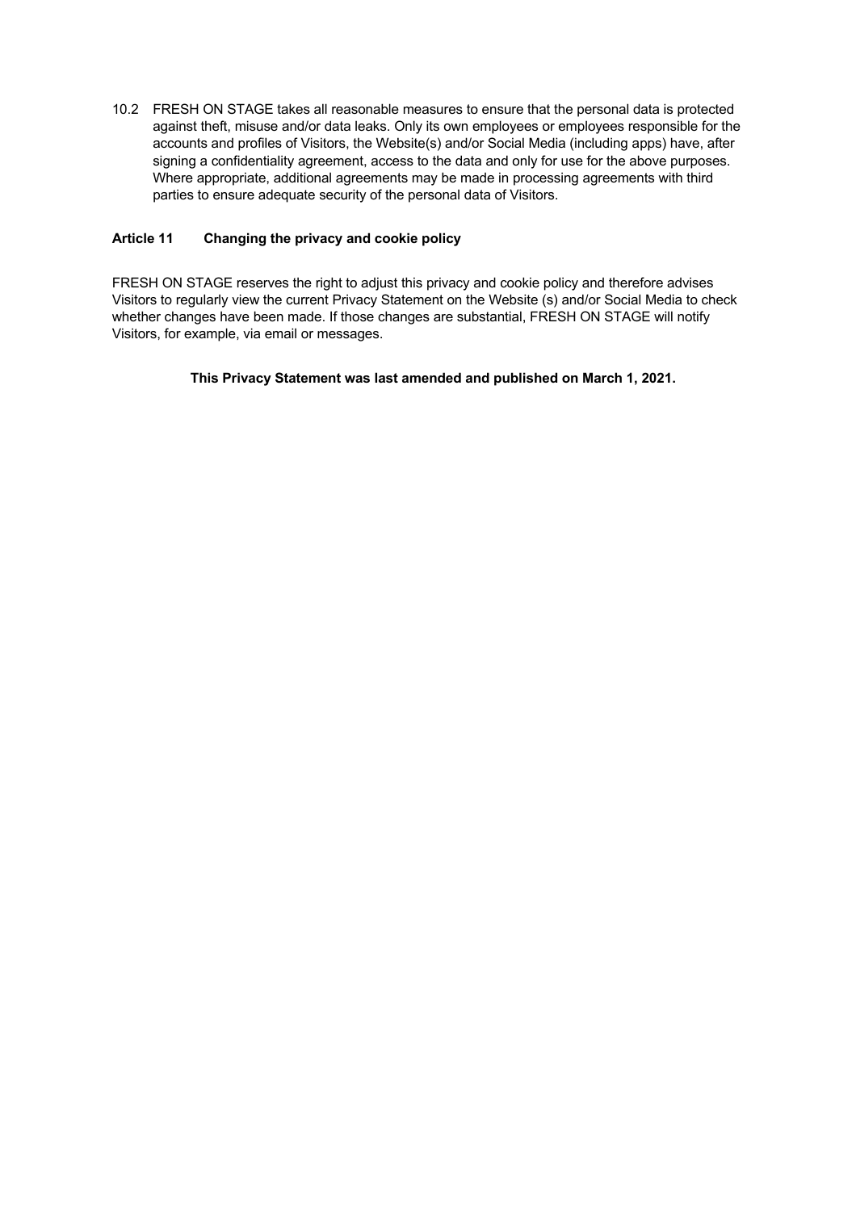10.2 FRESH ON STAGE takes all reasonable measures to ensure that the personal data is protected against theft, misuse and/or data leaks. Only its own employees or employees responsible for the accounts and profiles of Visitors, the Website(s) and/or Social Media (including apps) have, after signing a confidentiality agreement, access to the data and only for use for the above purposes. Where appropriate, additional agreements may be made in processing agreements with third parties to ensure adequate security of the personal data of Visitors.

## Article 11 Changing the privacy and cookie policy

FRESH ON STAGE reserves the right to adjust this privacy and cookie policy and therefore advises Visitors to regularly view the current Privacy Statement on the Website (s) and/or Social Media to check whether changes have been made. If those changes are substantial, FRESH ON STAGE will notify Visitors, for example, via email or messages.

**This Privacy Statement was last amended and published on March 1, 2021.**